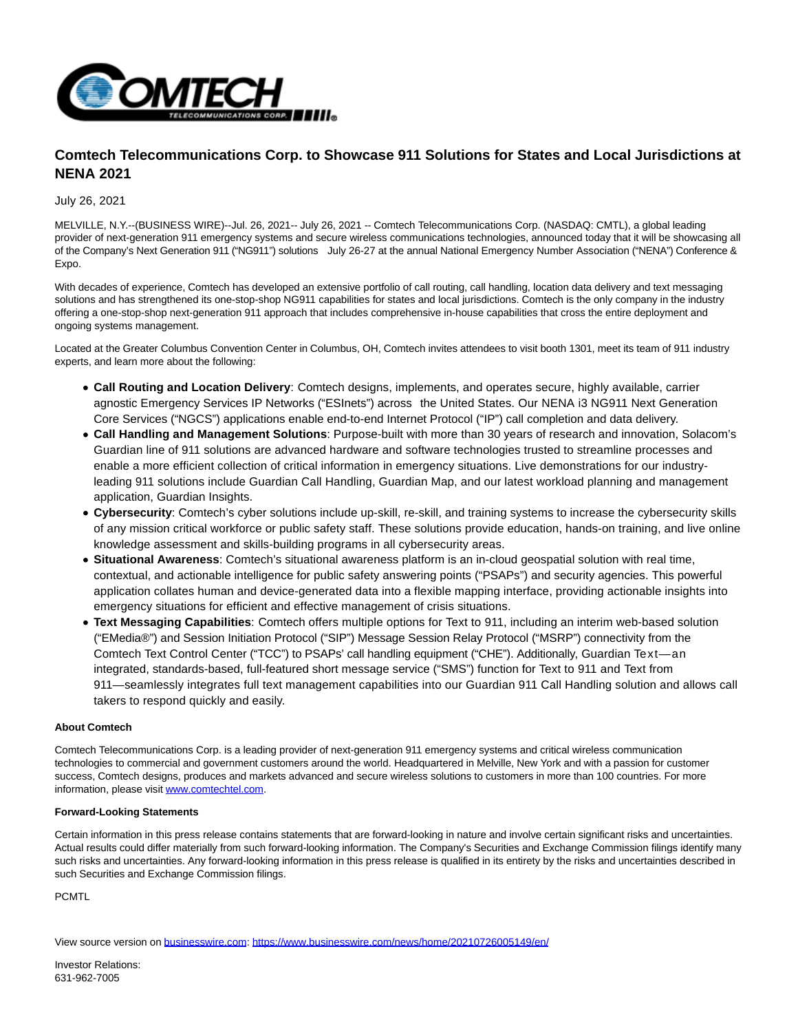# Comtech Telecommunications Corp. to Showcase 911 Solutions for States and Local Jurisdictions at NENA 2021

July 26, 2021

MELVILLE, N.Y.--(BUSINESS WIRE)--Jul. 26, 2021-- July 26, 2021 -- Comtech Telecommunications Corp. (NASDAQ: CMTL), a global leading provider of next-generation 911 emergency systems and secure wireless communications technologies, announced today that it will be showcasing all of the Company's Next Generation 911 ("NG911") solutions July 26-27 at the annual National Emergency Number Association ("NENA") Conference & Expo.

With decades of experience, Comtech has developed an extensive portfolio of call routing, call handling, location data delivery and text messaging solutions and has strengthened its one-stop-shop NG911 capabilities for states and local jurisdictions. Comtech is the only company in the industry offering a one-stop-shop next-generation 911 approach that includes comprehensive in-house capabilities that cross the entire deployment and ongoing systems management.

Located at the Greater Columbus Convention Center in Columbus, OH, Comtech invites attendees to visit booth 1301, meet its team of 911 industry experts, and learn more about the following:

- **Call Routing and Location Delivery**: Comtech designs, implements, and operates secure, highly available, carrier agnostic Emergency Services IP Networks ("ESInets") across the United States. Our NENA i3 NG911 Next Generation Core Services ("NGCS") applications enable end-to-end Internet Protocol ("IP") call completion and data delivery.
- **Call Handling and Management Solutions**: Purpose-built with more than 30 years of research and innovation, Solacom's Guardian line of 911 solutions are advanced hardware and software technologies trusted to streamline processes and enable a more efficient collection of critical information in emergency situations. Live demonstrations for our industry-leading 911 solutions include Guardian Call Handling, Guardian Map, and our latest workload planning and management application, Guardian Insights.
- **Cybersecurity**: Comtech's cyber solutions include up-skill, re-skill, and training systems to increase the cybersecurity skills of any mission critical workforce or public safety staff. These solutions provide education, hands-on training, and live online knowledge assessment and skills-building programs in all cybersecurity areas.
- **Situational Awareness**: Comtech's situational awareness platform is an in-cloud geospatial solution with real time, contextual, and actionable intelligence for public safety answering points ("PSAPs") and security agencies. This powerful application collates human and device-generated data into a flexible mapping interface, providing actionable insights into emergency situations for efficient and effective management of crisis situations.
- **Text Messaging Capabilities**: Comtech offers multiple options for Text to 911, including an interim web-based solution ("EMedia®") and Session Initiation Protocol ("SIP") Message Session Relay Protocol ("MSRP") connectivity from the Comtech Text Control Center ("TCC") to PSAPs' call handling equipment ("CHE"). Additionally, Guardian Text—an integrated, standards-based, full-featured short message service ("SMS") function for Text to 911 and Text from 911—seamlessly integrates full text management capabilities into our Guardian 911 Call Handling solution and allows call takers to respond quickly and easily.

**About Comtech**

Comtech Telecommunications Corp. is a leading provider of next-generation 911 emergency systems and critical wireless communication technologies to commercial and government customers around the world. Headquartered in Melville, New York and with a passion for customer success, Comtech designs, produces and markets advanced and secure wireless solutions to customers in more than 100 countries. For more information, please visit www.comtechtel.com.

**Forward-Looking Statements**

Certain information in this press release contains statements that are forward-looking in nature and involve certain significant risks and uncertainties. Actual results could differ materially from such forward-looking information. The Company's Securities and Exchange Commission filings identify many such risks and uncertainties. Any forward-looking information in this press release is qualified in its entirety by the risks and uncertainties described in such Securities and Exchange Commission filings.

PCMTL

View source version on businesswire.com: https://www.businesswire.com/news/home/20210726005149/en/

Investor Relations:
631-962-7005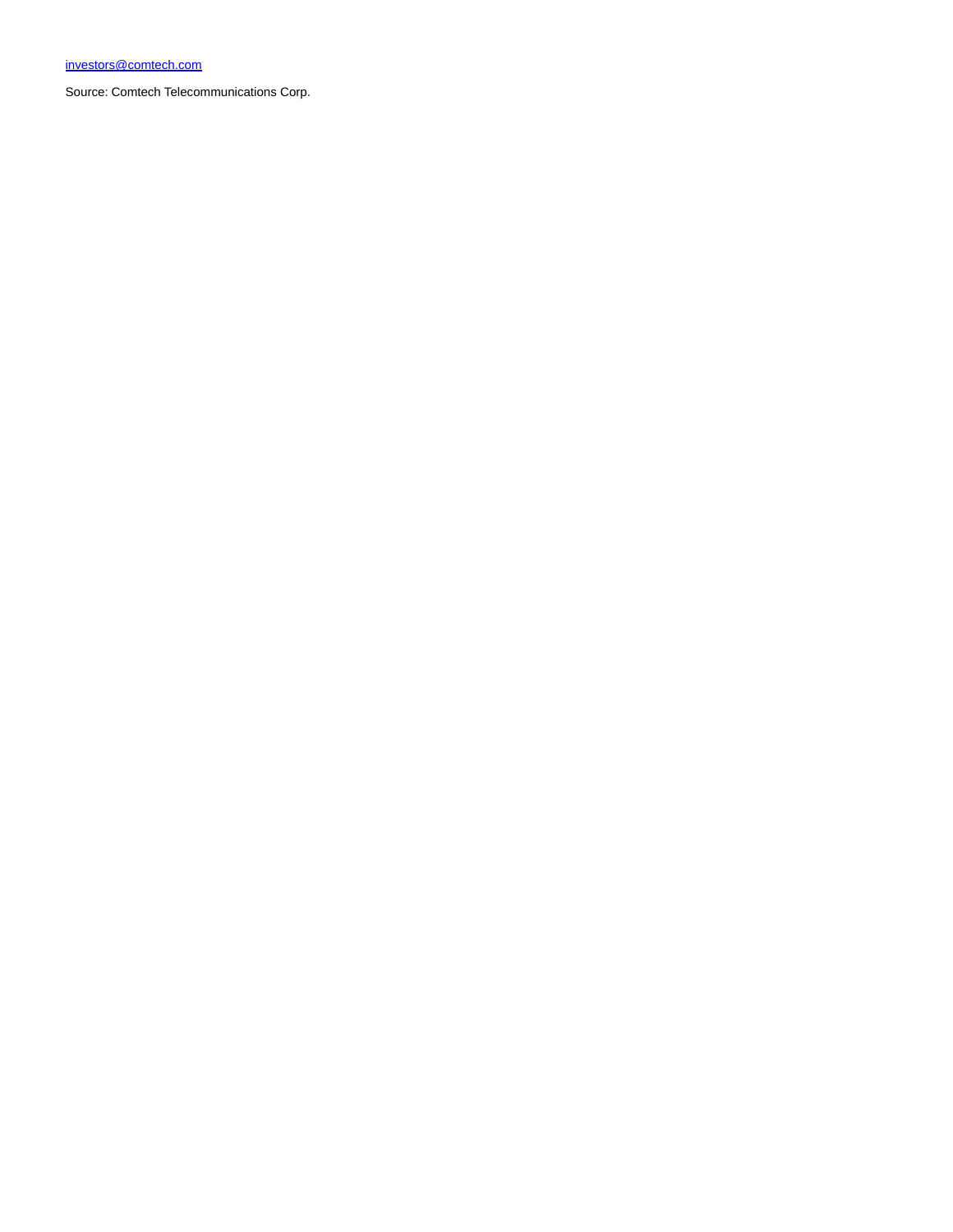[investors@comtech.com](mailto:investors@comtech.com)

Source: Comtech Telecommunications Corp.